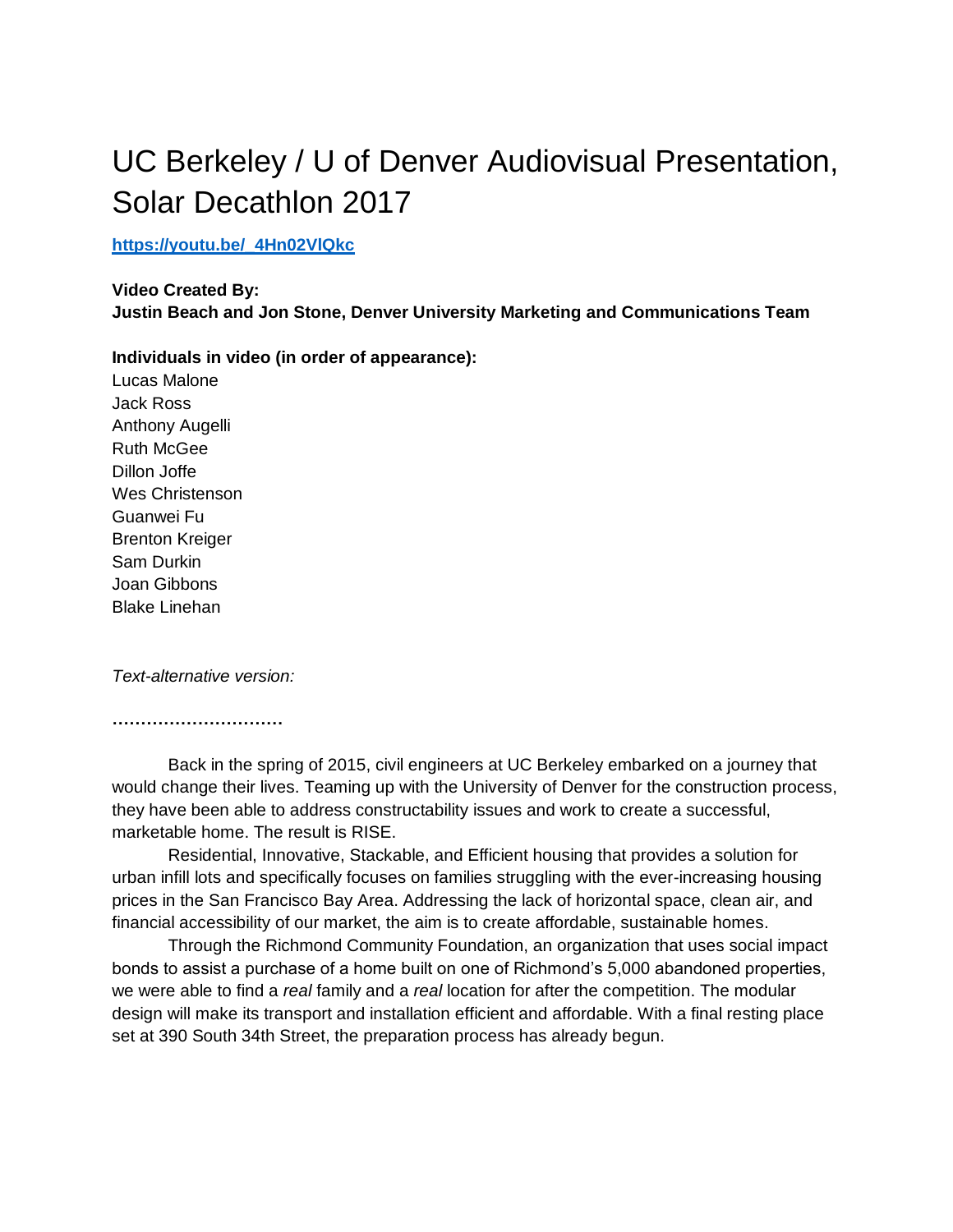# UC Berkeley / U of Denver Audiovisual Presentation, Solar Decathlon 2017

**https://youtu.be/_4Hn02VlQkc**

**Video Created By:**
**Justin Beach and Jon Stone, Denver University Marketing and Communications Team**

**Individuals in video (in order of appearance):**
Lucas Malone
Jack Ross
Anthony Augelli
Ruth McGee
Dillon Joffe
Wes Christenson
Guanwei Fu
Brenton Kreiger
Sam Durkin
Joan Gibbons
Blake Linehan

*Text-alternative version:*

…………………………

Back in the spring of 2015, civil engineers at UC Berkeley embarked on a journey that would change their lives. Teaming up with the University of Denver for the construction process, they have been able to address constructability issues and work to create a successful, marketable home. The result is RISE.

Residential, Innovative, Stackable, and Efficient housing that provides a solution for urban infill lots and specifically focuses on families struggling with the ever-increasing housing prices in the San Francisco Bay Area. Addressing the lack of horizontal space, clean air, and financial accessibility of our market, the aim is to create affordable, sustainable homes.

Through the Richmond Community Foundation, an organization that uses social impact bonds to assist a purchase of a home built on one of Richmond's 5,000 abandoned properties, we were able to find a *real* family and a *real* location for after the competition. The modular design will make its transport and installation efficient and affordable. With a final resting place set at 390 South 34th Street, the preparation process has already begun.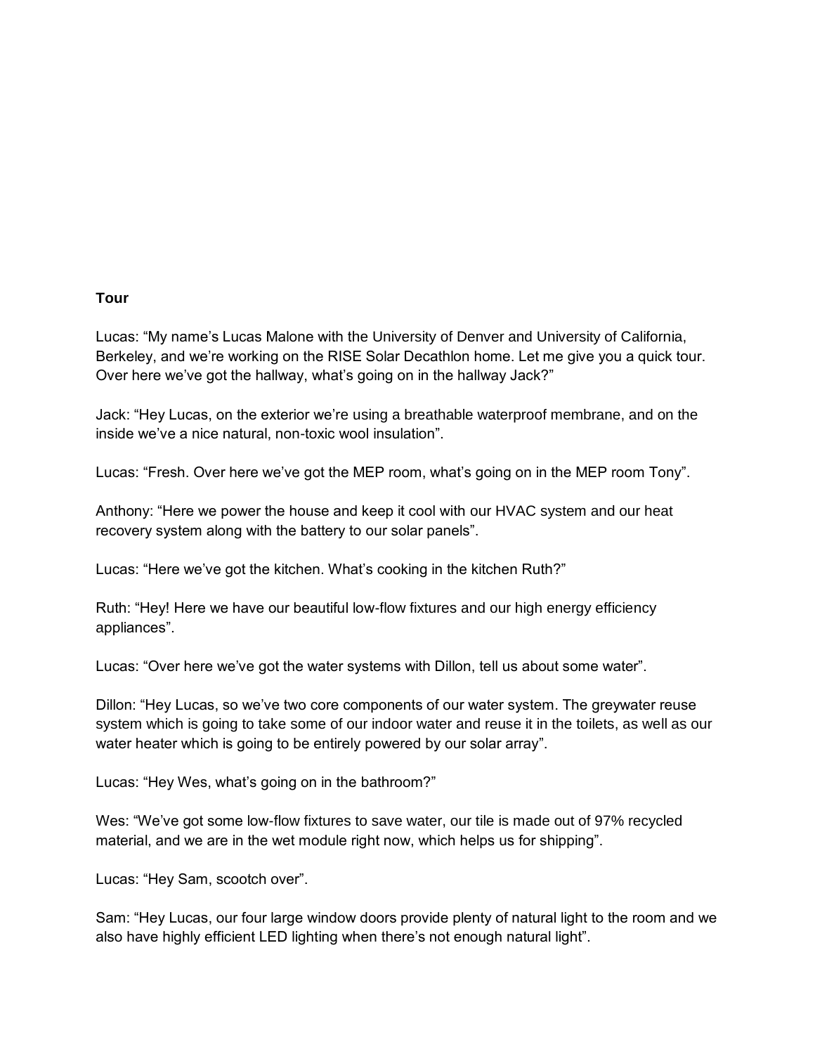**Tour**

Lucas: “My name’s Lucas Malone with the University of Denver and University of California, Berkeley, and we’re working on the RISE Solar Decathlon home. Let me give you a quick tour. Over here we’ve got the hallway, what’s going on in the hallway Jack?”

Jack: “Hey Lucas, on the exterior we’re using a breathable waterproof membrane, and on the inside we’ve a nice natural, non-toxic wool insulation”.

Lucas: “Fresh. Over here we’ve got the MEP room, what’s going on in the MEP room Tony”.

Anthony: “Here we power the house and keep it cool with our HVAC system and our heat recovery system along with the battery to our solar panels”.

Lucas: “Here we’ve got the kitchen. What’s cooking in the kitchen Ruth?”

Ruth: “Hey! Here we have our beautiful low-flow fixtures and our high energy efficiency appliances”.

Lucas: “Over here we’ve got the water systems with Dillon, tell us about some water”.

Dillon: “Hey Lucas, so we’ve two core components of our water system. The greywater reuse system which is going to take some of our indoor water and reuse it in the toilets, as well as our water heater which is going to be entirely powered by our solar array”.

Lucas: “Hey Wes, what’s going on in the bathroom?”

Wes: “We’ve got some low-flow fixtures to save water, our tile is made out of 97% recycled material, and we are in the wet module right now, which helps us for shipping”.

Lucas: “Hey Sam, scootch over”.

Sam: “Hey Lucas, our four large window doors provide plenty of natural light to the room and we also have highly efficient LED lighting when there’s not enough natural light”.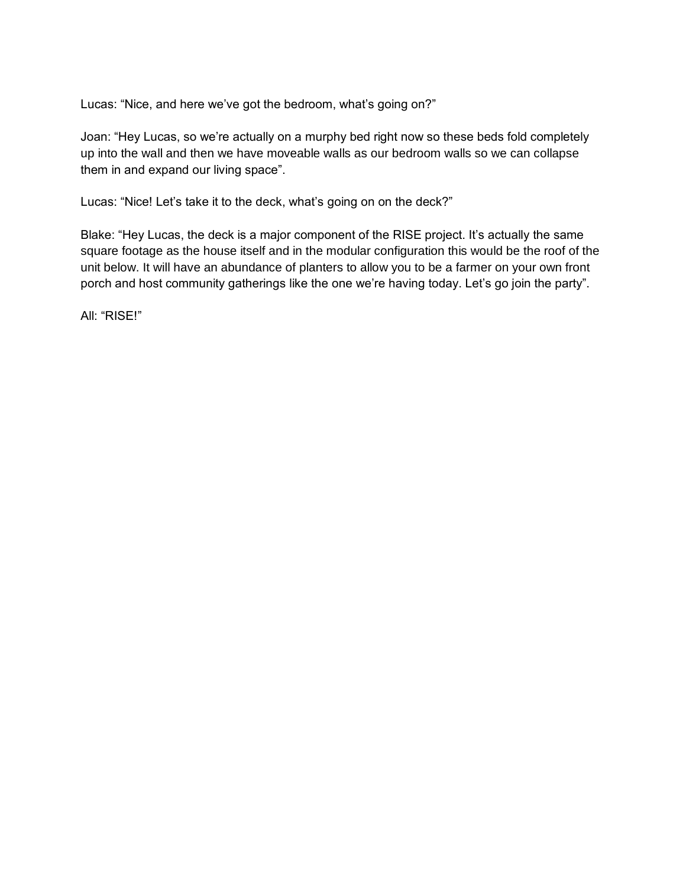Lucas: “Nice, and here we’ve got the bedroom, what’s going on?”

Joan: “Hey Lucas, so we’re actually on a murphy bed right now so these beds fold completely up into the wall and then we have moveable walls as our bedroom walls so we can collapse them in and expand our living space”.

Lucas: “Nice! Let’s take it to the deck, what’s going on on the deck?”

Blake: “Hey Lucas, the deck is a major component of the RISE project. It’s actually the same square footage as the house itself and in the modular configuration this would be the roof of the unit below. It will have an abundance of planters to allow you to be a farmer on your own front porch and host community gatherings like the one we’re having today. Let’s go join the party”.

All: “RISE!”